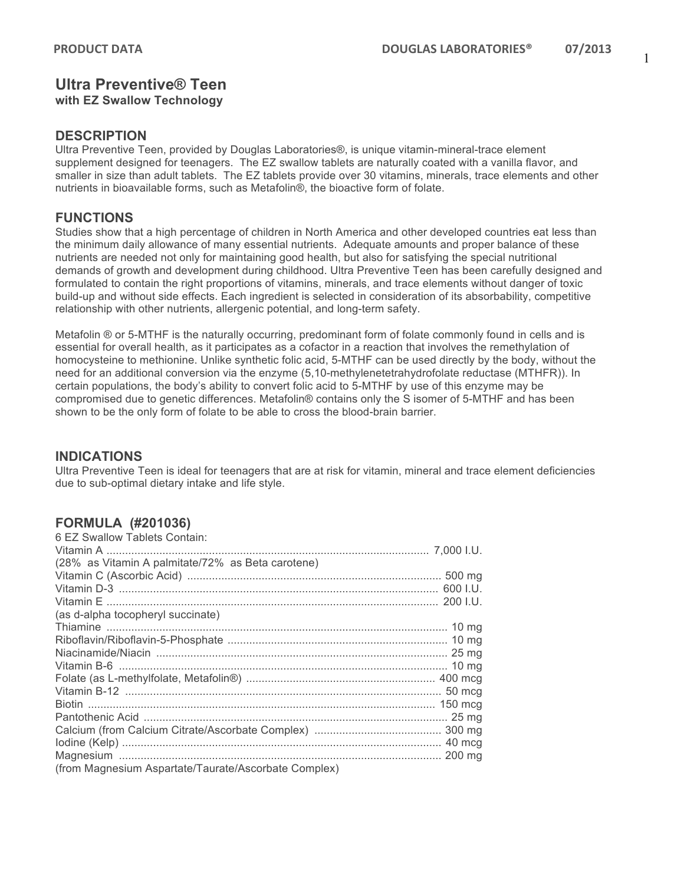# Ultra Preventive® Teen

**with EZ Swallow Technology**

## DESCRIPTION

Ultra Preventive Teen, provided by Douglas Laboratories®, is unique vitamin-mineral-trace element supplement designed for teenagers. The EZ swallow tablets are naturally coated with a vanilla flavor, and smaller in size than adult tablets. The EZ tablets provide over 30 vitamins, minerals, trace elements and other nutrients in bioavailable forms, such as Metafolin®, the bioactive form of folate.

## FUNCTIONS

Studies show that a high percentage of children in North America and other developed countries eat less than the minimum daily allowance of many essential nutrients. Adequate amounts and proper balance of these nutrients are needed not only for maintaining good health, but also for satisfying the special nutritional demands of growth and development during childhood. Ultra Preventive Teen has been carefully designed and formulated to contain the right proportions of vitamins, minerals, and trace elements without danger of toxic build-up and without side effects. Each ingredient is selected in consideration of its absorbability, competitive relationship with other nutrients, allergenic potential, and long-term safety.

Metafolin ® or 5-MTHF is the naturally occurring, predominant form of folate commonly found in cells and is essential for overall health, as it participates as a cofactor in a reaction that involves the remethylation of homocysteine to methionine. Unlike synthetic folic acid, 5-MTHF can be used directly by the body, without the need for an additional conversion via the enzyme (5,10-methylenetetrahydrofolate reductase (MTHFR)). In certain populations, the body's ability to convert folic acid to 5-MTHF by use of this enzyme may be compromised due to genetic differences. Metafolin® contains only the S isomer of 5-MTHF and has been shown to be the only form of folate to be able to cross the blood-brain barrier.

## INDICATIONS

Ultra Preventive Teen is ideal for teenagers that are at risk for vitamin, mineral and trace element deficiencies due to sub-optimal dietary intake and life style.

## FORMULA (#201036)

6 EZ Swallow Tablets Contain:

| | |
|---|---|
| Vitamin A | 7,000 I.U. |
| (28% as Vitamin A palmitate/72% as Beta carotene) | |
| Vitamin C (Ascorbic Acid) | 500 mg |
| Vitamin D-3 | 600 I.U. |
| Vitamin E | 200 I.U. |
| (as d-alpha tocopheryl succinate) | |
| Thiamine | 10 mg |
| Riboflavin/Riboflavin-5-Phosphate | 10 mg |
| Niacinamide/Niacin | 25 mg |
| Vitamin B-6 | 10 mg |
| Folate (as L-methylfolate, Metafolin®) | 400 mcg |
| Vitamin B-12 | 50 mcg |
| Biotin | 150 mcg |
| Pantothenic Acid | 25 mg |
| Calcium (from Calcium Citrate/Ascorbate Complex) | 300 mg |
| Iodine (Kelp) | 40 mcg |
| Magnesium | 200 mg |
| (from Magnesium Aspartate/Taurate/Ascorbate Complex) | |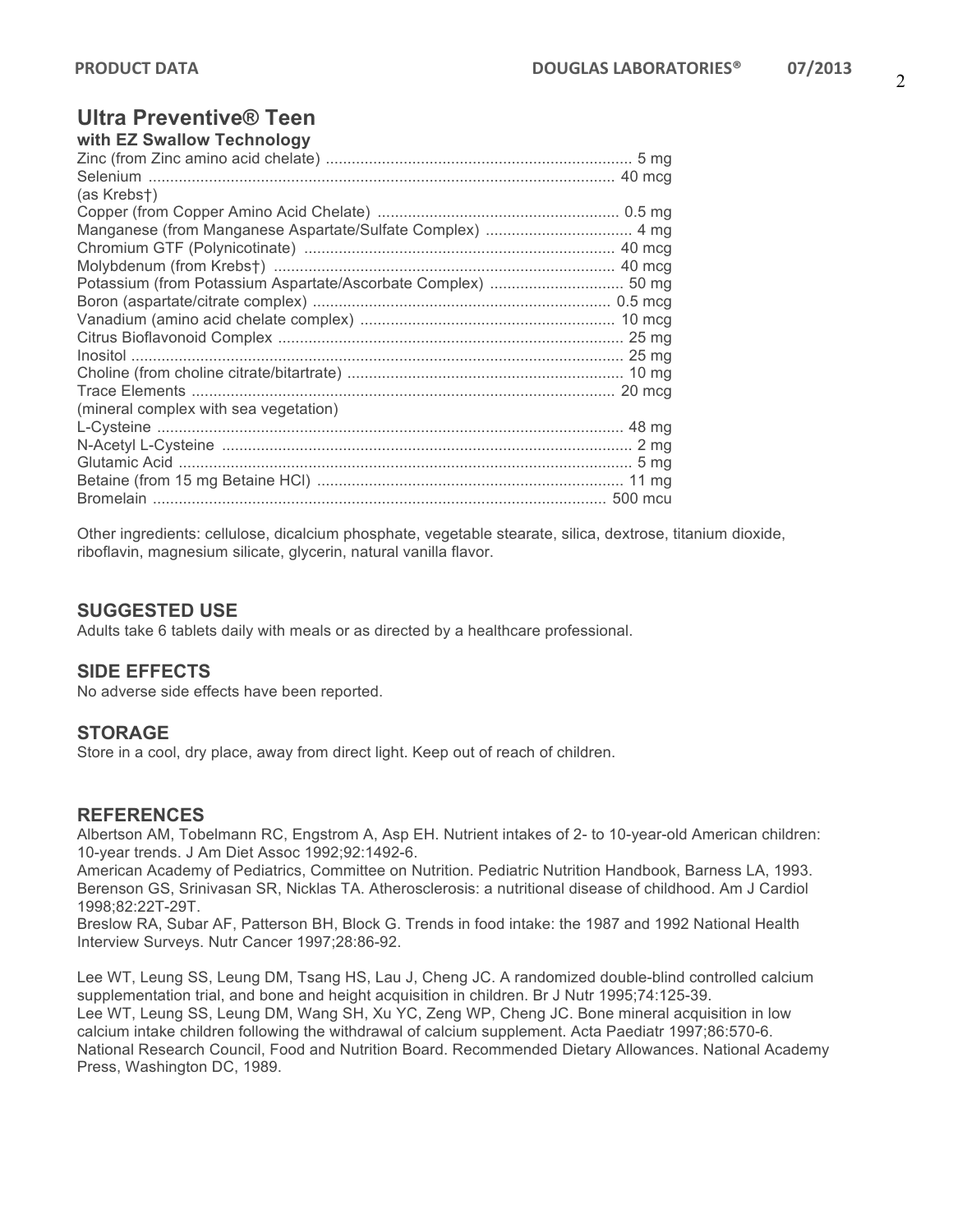## Ultra Preventive® Teen

**with EZ Swallow Technology**

| | |
|---|---|
| Zinc (from Zinc amino acid chelate) | 5 mg |
| Selenium (as Krebs†) | 40 mcg |
| Copper (from Copper Amino Acid Chelate) | 0.5 mg |
| Manganese (from Manganese Aspartate/Sulfate Complex) | 4 mg |
| Chromium GTF (Polynicotinate) | 40 mcg |
| Molybdenum (from Krebs†) | 40 mcg |
| Potassium (from Potassium Aspartate/Ascorbate Complex) | 50 mg |
| Boron (aspartate/citrate complex) | 0.5 mcg |
| Vanadium (amino acid chelate complex) | 10 mcg |
| Citrus Bioflavonoid Complex | 25 mg |
| Inositol | 25 mg |
| Choline (from choline citrate/bitartrate) | 10 mg |
| Trace Elements (mineral complex with sea vegetation) | 20 mcg |
| L-Cysteine | 48 mg |
| N-Acetyl L-Cysteine | 2 mg |
| Glutamic Acid | 5 mg |
| Betaine (from 15 mg Betaine HCl) | 11 mg |
| Bromelain | 500 mcu |

Other ingredients: cellulose, dicalcium phosphate, vegetable stearate, silica, dextrose, titanium dioxide, riboflavin, magnesium silicate, glycerin, natural vanilla flavor.

### SUGGESTED USE

Adults take 6 tablets daily with meals or as directed by a healthcare professional.

### SIDE EFFECTS

No adverse side effects have been reported.

### STORAGE

Store in a cool, dry place, away from direct light. Keep out of reach of children.

### REFERENCES

Albertson AM, Tobelmann RC, Engstrom A, Asp EH. Nutrient intakes of 2- to 10-year-old American children: 10-year trends. J Am Diet Assoc 1992;92:1492-6.

American Academy of Pediatrics, Committee on Nutrition. Pediatric Nutrition Handbook, Barness LA, 1993.

Berenson GS, Srinivasan SR, Nicklas TA. Atherosclerosis: a nutritional disease of childhood. Am J Cardiol 1998;82:22T-29T.

Breslow RA, Subar AF, Patterson BH, Block G. Trends in food intake: the 1987 and 1992 National Health Interview Surveys. Nutr Cancer 1997;28:86-92.

Lee WT, Leung SS, Leung DM, Tsang HS, Lau J, Cheng JC. A randomized double-blind controlled calcium supplementation trial, and bone and height acquisition in children. Br J Nutr 1995;74:125-39.

Lee WT, Leung SS, Leung DM, Wang SH, Xu YC, Zeng WP, Cheng JC. Bone mineral acquisition in low calcium intake children following the withdrawal of calcium supplement. Acta Paediatr 1997;86:570-6.

National Research Council, Food and Nutrition Board. Recommended Dietary Allowances. National Academy Press, Washington DC, 1989.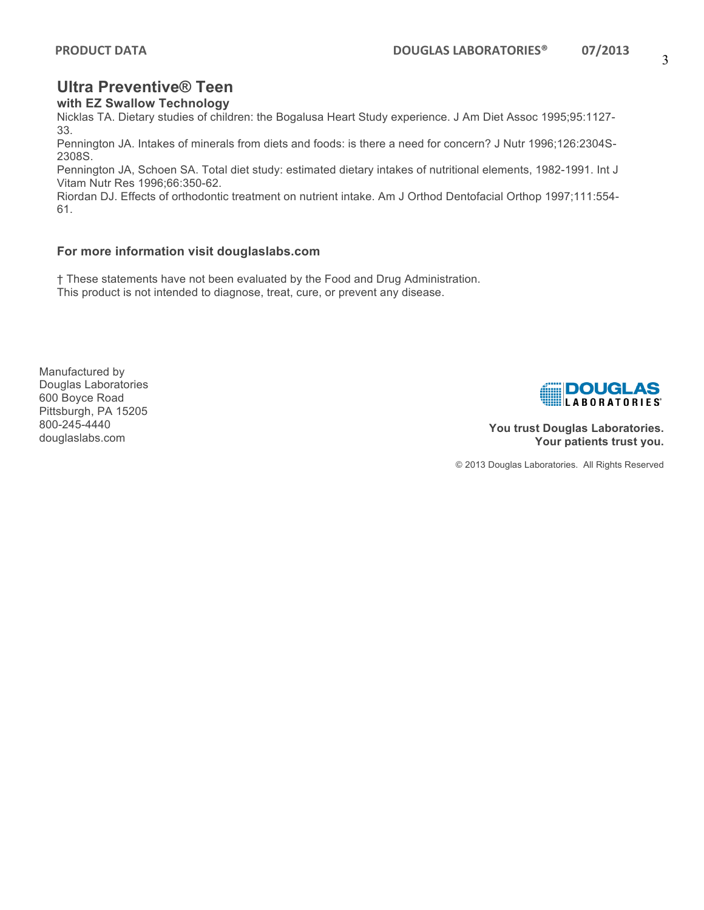## Ultra Preventive® Teen

**with EZ Swallow Technology**

Nicklas TA. Dietary studies of children: the Bogalusa Heart Study experience. J Am Diet Assoc 1995;95:1127-33.

Pennington JA. Intakes of minerals from diets and foods: is there a need for concern? J Nutr 1996;126:2304S-2308S.

Pennington JA, Schoen SA. Total diet study: estimated dietary intakes of nutritional elements, 1982-1991. Int J Vitam Nutr Res 1996;66:350-62.

Riordan DJ. Effects of orthodontic treatment on nutrient intake. Am J Orthod Dentofacial Orthop 1997;111:554-61.

**For more information visit douglaslabs.com**

† These statements have not been evaluated by the Food and Drug Administration.
This product is not intended to diagnose, treat, cure, or prevent any disease.

Manufactured by
Douglas Laboratories
600 Boyce Road
Pittsburgh, PA 15205
800-245-4440
douglaslabs.com

DOUGLAS LABORATORIES®

**You trust Douglas Laboratories.**
**Your patients trust you.**

© 2013 Douglas Laboratories. All Rights Reserved